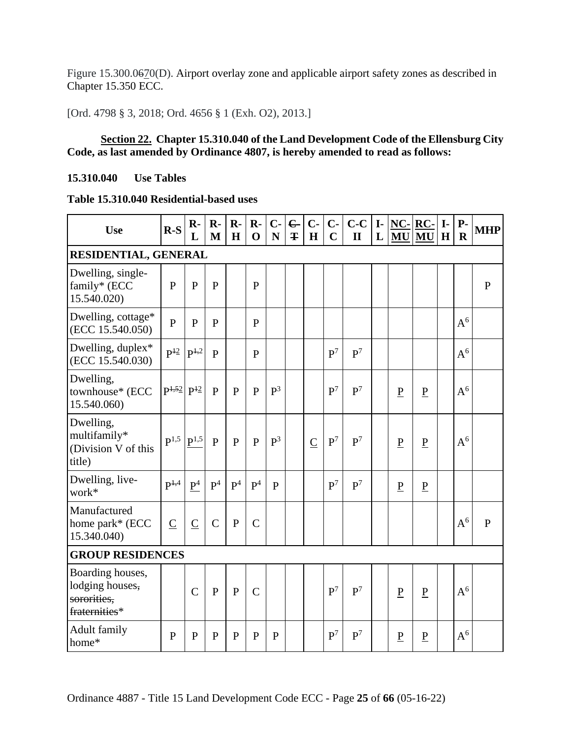Figure 15.300.0670(D). Airport overlay zone and applicable airport safety zones as described in Chapter 15.350 ECC.

[Ord. 4798 § 3, 2018; Ord. 4656 § 1 (Exh. O2), 2013.]

**Section 22. Chapter 15.310.040 of the Land Development Code of the Ellensburg City Code, as last amended by Ordinance 4807, is hereby amended to read as follows:**

**15.310.040 Use Tables**

**Table 15.310.040 Residential-based uses**

| Use | R-S | R-L | R-M | R-H | R-O | C-N | C-T | C-H | C-C | C-C II | I-L | NC-MU | RC-MU | I-H | P-R | MHP |
|---|---|---|---|---|---|---|---|---|---|---|---|---|---|---|---|---|
| **RESIDENTIAL, GENERAL** | | | | | | | | | | | | | | | | |
| Dwelling, single-family* (ECC 15.540.020) | P | P | P | | P | | | | | | | | | | | P |
| Dwelling, cottage* (ECC 15.540.050) | P | P | P | | P | | | | | | | | | | A[6] | |
| Dwelling, duplex* (ECC 15.540.030) | P[12] | P[1,2] | P | | P | | | | P[7] | P[7] | | | | | A[6] | |
| Dwelling, townhouse* (ECC 15.540.060) | P[1,52] | P[12] | P | P | P | P[3] | | | P[7] | P[7] | | P | P | | A[6] | |
| Dwelling, multifamily* (Division V of this title) | P[1,5] | P[1,5] | P | P | P | P[3] | | C | P[7] | P[7] | | P | P | | A[6] | |
| Dwelling, live-work* | P[1,4] | P[4] | P[4] | P[4] | P[4] | P | | | P[7] | P[7] | | P | P | | | |
| Manufactured home park* (ECC 15.340.040) | C | C | C | P | C | | | | | | | | | | A[6] | P |
| **GROUP RESIDENCES** | | | | | | | | | | | | | | | | |
| Boarding houses, lodging houses, sororities, fraternities* | | C | P | P | C | | | | P[7] | P[7] | | P | P | | A[6] | |
| Adult family home* | P | P | P | P | P | P | | | P[7] | P[7] | | P | P | | A[6] | |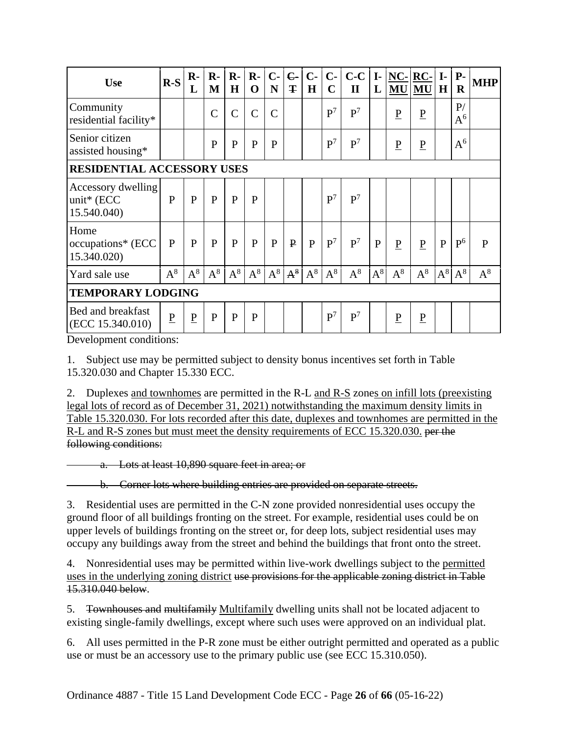| Use | R-S | R-L | R-M | R-H | R-O | C-N | ~~C-T~~ | C-H | C-C | C-C II | I-L | <u>NC-MU</u> | <u>RC-MU</u> | I-H | P-R | MHP |
|---|---|---|---|---|---|---|---|---|---|---|---|---|---|---|---|---|
| Community residential facility* | | | C | C | C | C | | | P[7] | P[7] | | <u>P</u> | <u>P</u> | | P/A[6] | |
| Senior citizen assisted housing* | | | P | P | P | P | | | P[7] | P[7] | | <u>P</u> | <u>P</u> | | A[6] | |
| **RESIDENTIAL ACCESSORY USES** | | | | | | | | | | | | | | | | |
| Accessory dwelling unit* (ECC 15.540.040) | P | P | P | P | P | | | | P[7] | P[7] | | | | | | |
| Home occupations* (ECC 15.340.020) | P | P | P | P | P | P | ~~P~~ | P | P[7] | P[7] | P | <u>P</u> | <u>P</u> | P | P[6] | P |
| Yard sale use | A[8] | A[8] | A[8] | A[8] | A[8] | A[8] | ~~A[8]~~ | A[8] | A[8] | A[8] | A[8] | A[8] | A[8] | A[8] | A[8] | A[8] |
| **TEMPORARY LODGING** | | | | | | | | | | | | | | | | |
| Bed and breakfast (ECC 15.340.010) | <u>P</u> | <u>P</u> | P | P | P | | | | P[7] | P[7] | | <u>P</u> | <u>P</u> | | | |

Development conditions:

1. Subject use may be permitted subject to density bonus incentives set forth in Table 15.320.030 and Chapter 15.330 ECC.

2. Duplexes <u>and townhomes</u> are permitted in the R-L <u>and R-S</u> zone<u>s on infill lots (preexisting legal lots of record as of December 31, 2021) notwithstanding the maximum density limits in Table 15.320.030. For lots recorded after this date, duplexes and townhomes are permitted in the R-L and R-S zones but must meet the density requirements of ECC 15.320.030.</u> ~~per the following conditions:~~

~~a. Lots at least 10,890 square feet in area; or~~

~~b. Corner lots where building entries are provided on separate streets.~~

3. Residential uses are permitted in the C-N zone provided nonresidential uses occupy the ground floor of all buildings fronting on the street. For example, residential uses could be on upper levels of buildings fronting on the street or, for deep lots, subject residential uses may occupy any buildings away from the street and behind the buildings that front onto the street.

4. Nonresidential uses may be permitted within live-work dwellings subject to the <u>permitted uses in the underlying zoning district</u> ~~use provisions for the applicable zoning district in Table 15.310.040 below~~.

5. ~~Townhouses and~~ ~~multifamily~~ <u>Multifamily</u> dwelling units shall not be located adjacent to existing single-family dwellings, except where such uses were approved on an individual plat.

6. All uses permitted in the P-R zone must be either outright permitted and operated as a public use or must be an accessory use to the primary public use (see ECC 15.310.050).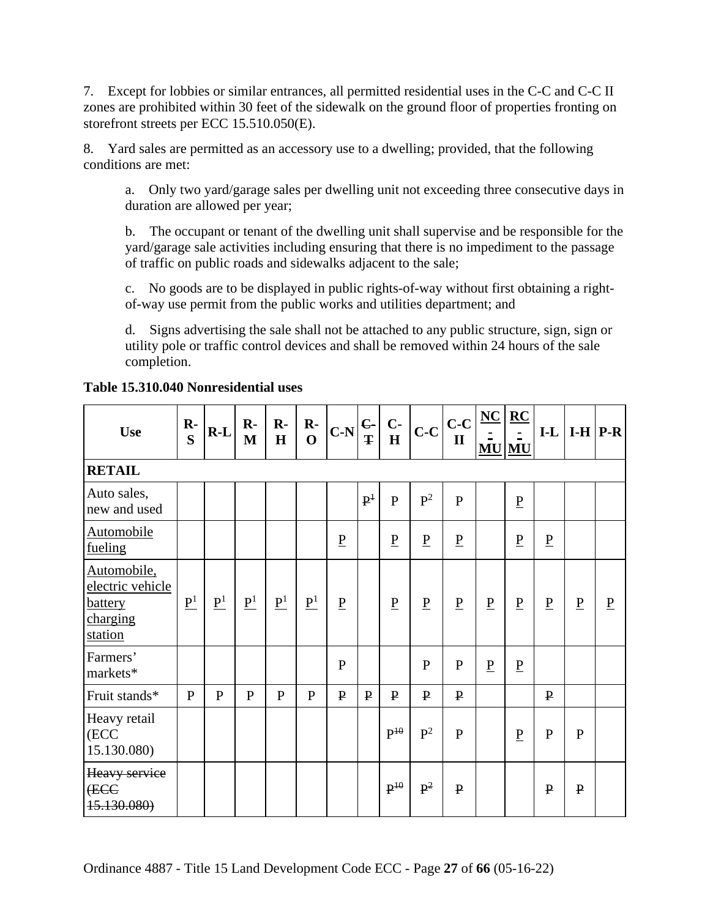7. Except for lobbies or similar entrances, all permitted residential uses in the C-C and C-C II zones are prohibited within 30 feet of the sidewalk on the ground floor of properties fronting on storefront streets per ECC 15.510.050(E).

8. Yard sales are permitted as an accessory use to a dwelling; provided, that the following conditions are met:

> a. Only two yard/garage sales per dwelling unit not exceeding three consecutive days in duration are allowed per year;
>
> b. The occupant or tenant of the dwelling unit shall supervise and be responsible for the yard/garage sale activities including ensuring that there is no impediment to the passage of traffic on public roads and sidewalks adjacent to the sale;
>
> c. No goods are to be displayed in public rights-of-way without first obtaining a right-of-way use permit from the public works and utilities department; and
>
> d. Signs advertising the sale shall not be attached to any public structure, sign, sign or utility pole or traffic control devices and shall be removed within 24 hours of the sale completion.

**Table 15.310.040 Nonresidential uses**

| Use | R-S | R-L | R-M | R-H | R-O | C-N | ~~C-T~~ | C-H | C-C | C-C II | <u>NC-MU</u> | <u>RC-MU</u> | I-L | I-H | P-R |
|---|---|---|---|---|---|---|---|---|---|---|---|---|---|---|---|
| **RETAIL** | | | | | | | | | | | | | | | |
| Auto sales, new and used | | | | | | | ~~P[1]~~ | P | P[2] | P | | <u>P</u> | | | |
| <u>Automobile fueling</u> | | | | | | <u>P</u> | | <u>P</u> | <u>P</u> | <u>P</u> | | <u>P</u> | <u>P</u> | | |
| <u>Automobile, electric vehicle battery charging station</u> | <u>P[1]</u> | <u>P[1]</u> | <u>P[1]</u> | <u>P[1]</u> | <u>P[1]</u> | <u>P</u> | | <u>P</u> | <u>P</u> | <u>P</u> | <u>P</u> | <u>P</u> | <u>P</u> | <u>P</u> | <u>P</u> |
| Farmers' markets* | | | | | | P | | | P | P | <u>P</u> | <u>P</u> | | | |
| Fruit stands* | P | P | P | P | P | ~~P~~ | ~~P~~ | ~~P~~ | ~~P~~ | ~~P~~ | | | ~~P~~ | | |
| Heavy retail (ECC 15.130.080) | | | | | | | | P~~[10]~~ | P[2] | P | | <u>P</u> | P | P | |
| ~~Heavy service (ECC 15.130.080)~~ | | | | | | | | ~~P[10]~~ | ~~P[2]~~ | ~~P~~ | | | ~~P~~ | ~~P~~ | |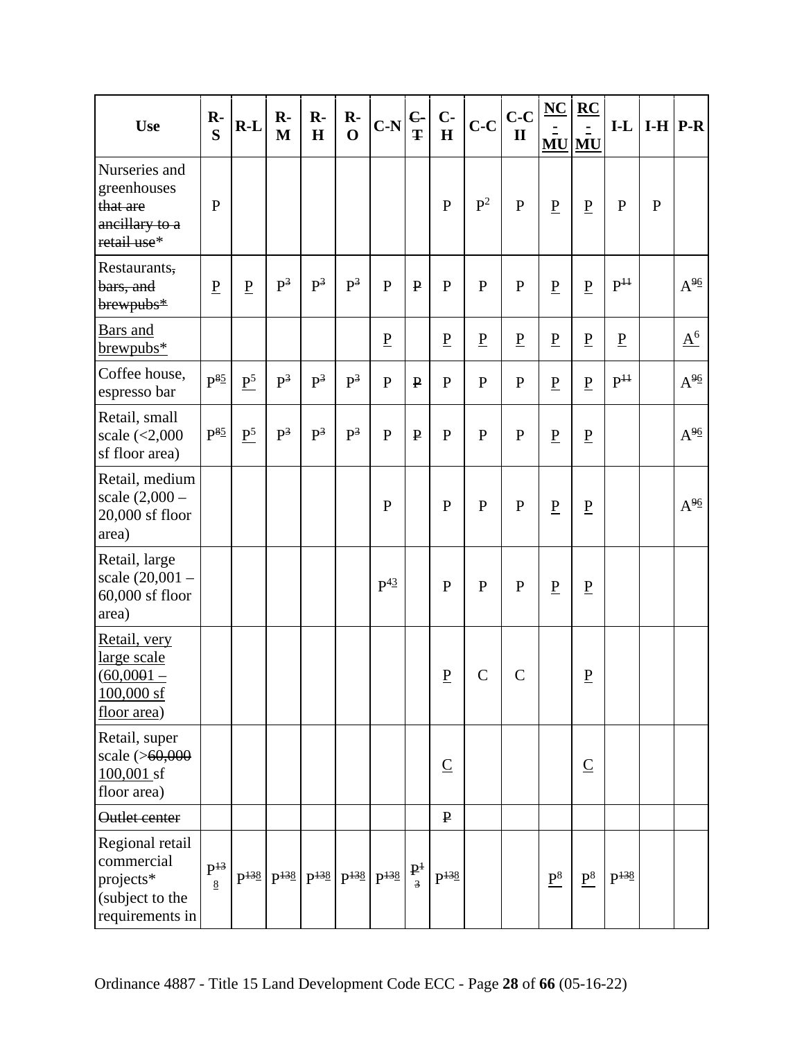| Use | R-S | R-L | R-M | R-H | R-O | C-N | C-T | C-H | C-C | C-C II | NC-MU | RC-MU | I-L | I-H | P-R |
|---|---|---|---|---|---|---|---|---|---|---|---|---|---|---|---|
| Nurseries and greenhouses that are ancillary to a retail use* | P | | | | | | | P | P[2] | P | P | P | P | P | |
| Restaurants, bars, and brewpubs* | P | P | P[3] | P[3] | P[3] | P | P | P | P | P | P | P | P[11] | | A[96] |
| Bars and brewpubs* | | | | | | P | | P | P | P | P | P | P | | A[6] |
| Coffee house, espresso bar | P[85] | P[5] | P[3] | P[3] | P[3] | P | P | P | P | P | P | P | P[11] | | A[96] |
| Retail, small scale (<2,000 sf floor area) | P[85] | P[5] | P[3] | P[3] | P[3] | P | P | P | P | P | P | P | | | A[96] |
| Retail, medium scale (2,000 – 20,000 sf floor area) | | | | | | P | | P | P | P | P | P | | | A[96] |
| Retail, large scale (20,001 – 60,000 sf floor area) | | | | | | P[43] | | P | P | P | P | P | | | |
| Retail, very large scale (60,0001 – 100,000 sf floor area) | | | | | | | | P | C | C | | P | | | |
| Retail, super scale (>60,000 100,001 sf floor area) | | | | | | | | C | | | | C | | | |
| Outlet center | | | | | | | | P | | | | | | | |
| Regional retail commercial projects* (subject to the requirements in | P[138] | P[138] | P[138] | P[138] | P[138] | P[138] | P[13] | P[138] | | | P[8] | P[8] | P[138] | | |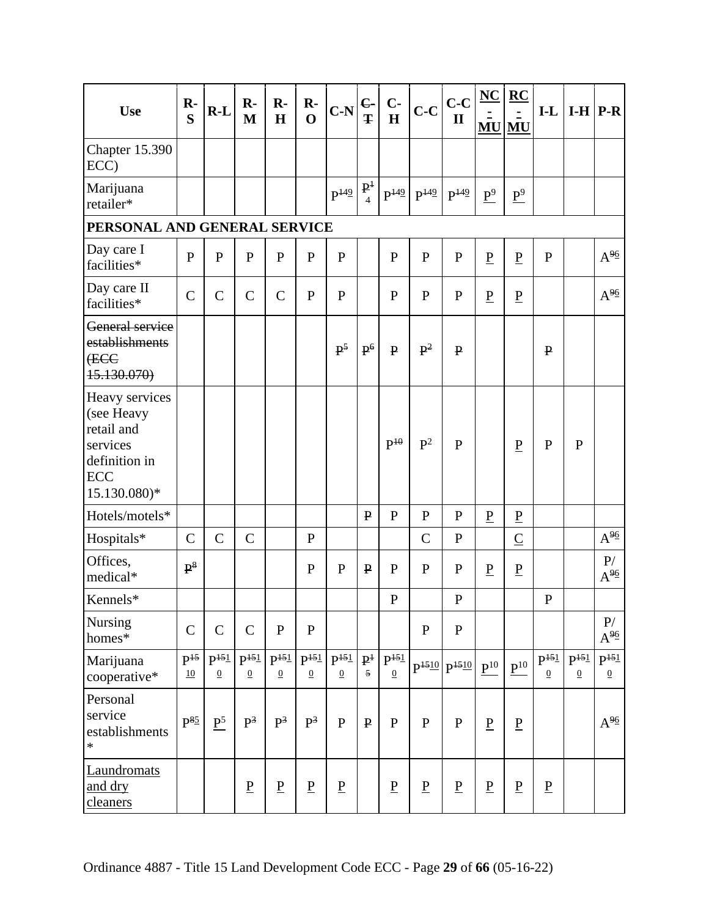| Use | R-S | R-L | R-M | R-H | R-O | C-N | ~~C-T~~ | C-H | C-C | C-C II | NC-MU | RC-MU | I-L | I-H | P-R |
|---|---|---|---|---|---|---|---|---|---|---|---|---|---|---|---|
| Chapter 15.390 ECC) | | | | | | | | | | | | | | | |
| Marijuana retailer* | | | | | | P ~~14~~ 9 | ~~P[14]~~ | P ~~14~~ 9 | P ~~14~~ 9 | P ~~14~~ 9 | P[9] | P[9] | | | |
| **PERSONAL AND GENERAL SERVICE** | | | | | | | | | | | | | | | |
| Day care I facilities* | P | P | P | P | P | P | | P | P | P | P | P | P | | A ~~9~~ 6 |
| Day care II facilities* | C | C | C | C | P | P | | P | P | P | P | P | | | A ~~9~~ 6 |
| ~~General service establishments (ECC 15.130.070)~~ | | | | | | ~~P[5]~~ | ~~P[6]~~ | ~~P~~ | ~~P[2]~~ | ~~P~~ | | | ~~P~~ | | |
| Heavy services (see Heavy retail and services definition in ECC 15.130.080)* | | | | | | | | ~~P[10]~~ | P[2] | P | | P | P | P | |
| Hotels/motels* | | | | | | | ~~P~~ | P | P | P | P | P | | | |
| Hospitals* | C | C | C | | P | | | | C | P | | C | | | A ~~9~~ 6 |
| Offices, medical* | ~~P[8]~~ | | | | P | P | ~~P~~ | P | P | P | P | P | | | P/ A ~~9~~ 6 |
| Kennels* | | | | | | | | P | | P | | | P | | |
| Nursing homes* | C | C | C | P | P | | | | P | P | | | | | P/ A ~~9~~ 6 |
| Marijuana cooperative* | P ~~15~~ 10 | P ~~15~~ 10 | P ~~15~~ 10 | P ~~15~~ 10 | P ~~15~~ 10 | P ~~15~~ 10 | ~~P[15]~~ | P ~~15~~ 10 | P ~~15~~ 10 | P ~~15~~ 10 | P[10] | P[10] | P ~~15~~ 10 | P ~~15~~ 10 | P ~~15~~ 10 |
| Personal service establishments * | P ~~8~~ 5 | P[5] | ~~P[3]~~ | ~~P[3]~~ | ~~P[3]~~ | P | ~~P~~ | P | P | P | P | P | | | A ~~9~~ 6 |
| Laundromats and dry cleaners | | | P | P | P | P | | P | P | P | P | P | P | | |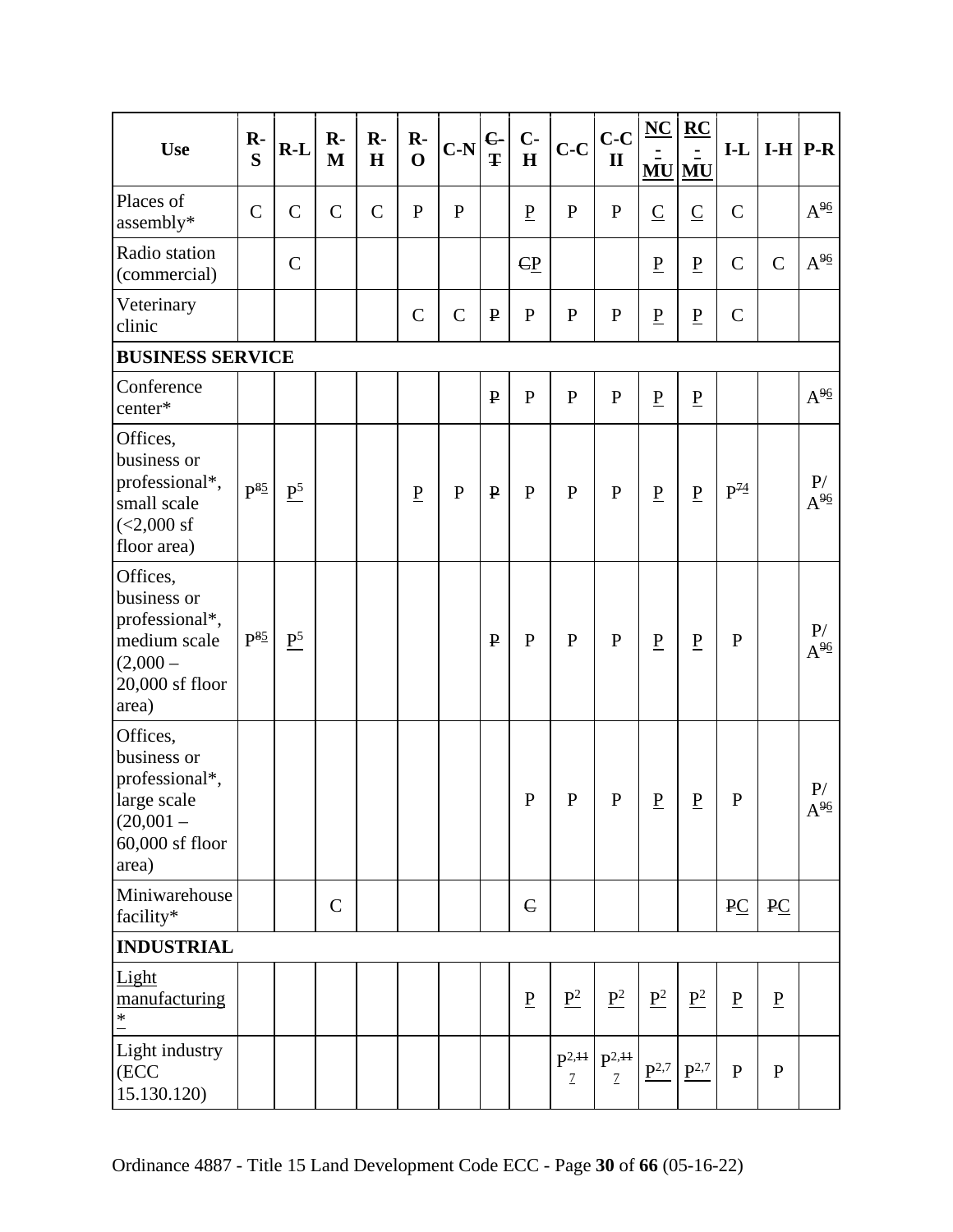| Use | R-S | R-L | R-M | R-H | R-O | C-N | ~~C-T~~ | C-H | C-C | C-C II | NC-MU | RC-MU | I-L | I-H | P-R |
|---|---|---|---|---|---|---|---|---|---|---|---|---|---|---|---|
| Places of assembly* | C | C | C | C | P | P | | P | P | P | C | C | C | | A[~~9~~6] |
| Radio station (commercial) | | C | | | | | | ~~C~~P | | | P | P | C | C | A[~~9~~6] |
| Veterinary clinic | | | | | C | C | ~~P~~ | P | P | P | P | P | C | | |
| **BUSINESS SERVICE** | | | | | | | | | | | | | | | |
| Conference center* | | | | | | | ~~P~~ | P | P | P | P | P | | | A[~~9~~6] |
| Offices, business or professional*, small scale (<2,000 sf floor area) | P[~~8~~5] | P[5] | | | P | P | ~~P~~ | P | P | P | P | P | P[~~7~~4] | | P/ A[~~9~~6] |
| Offices, business or professional*, medium scale (2,000 – 20,000 sf floor area) | P[~~8~~5] | P[5] | | | | | ~~P~~ | P | P | P | P | P | P | | P/ A[~~9~~6] |
| Offices, business or professional*, large scale (20,001 – 60,000 sf floor area) | | | | | | | | P | P | P | P | P | P | | P/ A[~~9~~6] |
| Miniwarehouse facility* | | | C | | | | | ~~C~~ | | | | | ~~P~~C | ~~P~~C | |
| **INDUSTRIAL** | | | | | | | | | | | | | | | |
| Light manufacturing* | | | | | | | | P | P[2] | P[2] | P[2] | P[2] | P | P | |
| Light industry (ECC 15.130.120) | | | | | | | | | P[2,~~11~~ 7] | P[2,~~11~~ 7] | P[2,7] | P[2,7] | P | P | |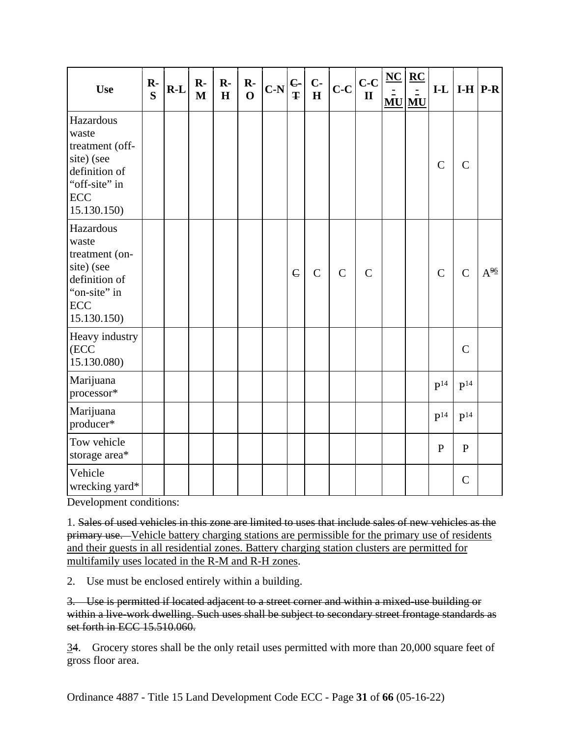| Use | R-S | R-L | R-M | R-H | R-O | C-N | ~~C-T~~ | C-H | C-C | C-C II | <u>NC-MU</u> | <u>RC-MU</u> | I-L | I-H | P-R |
|---|---|---|---|---|---|---|---|---|---|---|---|---|---|---|---|
| Hazardous waste treatment (off-site) (see definition of “off-site” in ECC 15.130.150) | | | | | | | | | | | | | C | C | |
| Hazardous waste treatment (on-site) (see definition of “on-site” in ECC 15.130.150) | | | | | | | ~~C~~ | C | C | C | | | C | C | A~~9~~<u>6</u> |
| Heavy industry (ECC 15.130.080) | | | | | | | | | | | | | | C | |
| Marijuana processor* | | | | | | | | | | | | | P[14] | P[14] | |
| Marijuana producer* | | | | | | | | | | | | | P[14] | P[14] | |
| Tow vehicle storage area* | | | | | | | | | | | | | P | P | |
| Vehicle wrecking yard* | | | | | | | | | | | | | | C | |

Development conditions:

1. ~~Sales of used vehicles in this zone are limited to uses that include sales of new vehicles as the primary use.~~ <u>Vehicle battery charging stations are permissible for the primary use of residents and their guests in all residential zones. Battery charging station clusters are permitted for multifamily uses located in the R-M and R-H zones</u>.

2. Use must be enclosed entirely within a building.

~~3. Use is permitted if located adjacent to a street corner and within a mixed-use building or within a live-work dwelling. Such uses shall be subject to secondary street frontage standards as set forth in ECC 15.510.060.~~

<u>3</u>~~4~~. Grocery stores shall be the only retail uses permitted with more than 20,000 square feet of gross floor area.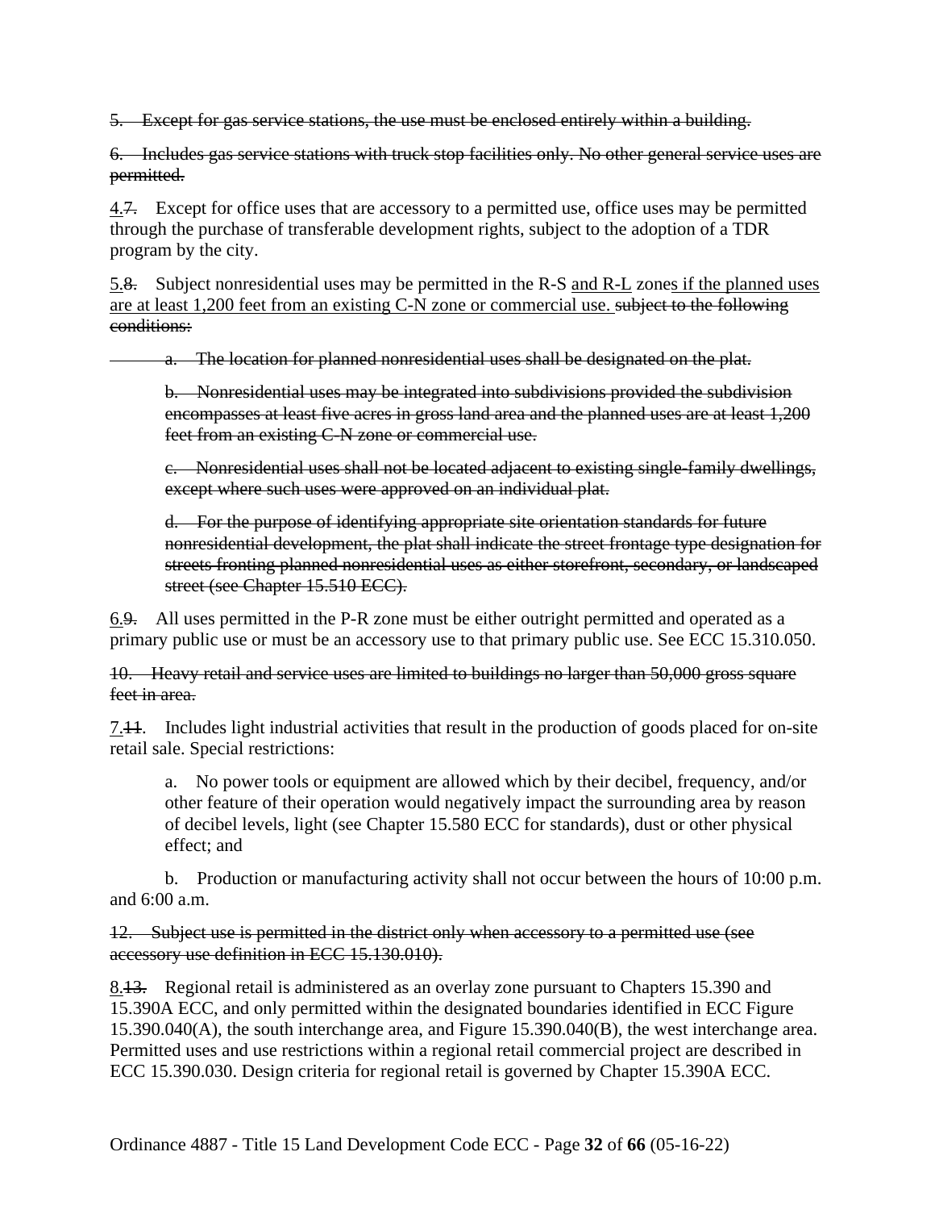~~5. Except for gas service stations, the use must be enclosed entirely within a building.~~

~~6. Includes gas service stations with truck stop facilities only. No other general service uses are permitted.~~

<u>4.</u>~~7.~~ Except for office uses that are accessory to a permitted use, office uses may be permitted through the purchase of transferable development rights, subject to the adoption of a TDR program by the city.

<u>5.</u>~~8.~~ Subject nonresidential uses may be permitted in the R-S <u>and R-L</u> zone<u>s if the planned uses are at least 1,200 feet from an existing C-N zone or commercial use.</u> ~~subject to the following conditions:~~

> ~~a. The location for planned nonresidential uses shall be designated on the plat.~~
>
> ~~b. Nonresidential uses may be integrated into subdivisions provided the subdivision encompasses at least five acres in gross land area and the planned uses are at least 1,200 feet from an existing C-N zone or commercial use.~~
>
> ~~c. Nonresidential uses shall not be located adjacent to existing single-family dwellings, except where such uses were approved on an individual plat.~~
>
> ~~d. For the purpose of identifying appropriate site orientation standards for future nonresidential development, the plat shall indicate the street frontage type designation for streets fronting planned nonresidential uses as either storefront, secondary, or landscaped street (see Chapter 15.510 ECC).~~

<u>6.</u>~~9.~~ All uses permitted in the P-R zone must be either outright permitted and operated as a primary public use or must be an accessory use to that primary public use. See ECC 15.310.050.

~~10. Heavy retail and service uses are limited to buildings no larger than 50,000 gross square feet in area.~~

<u>7.</u>~~11.~~ Includes light industrial activities that result in the production of goods placed for on-site retail sale. Special restrictions:

> a. No power tools or equipment are allowed which by their decibel, frequency, and/or other feature of their operation would negatively impact the surrounding area by reason of decibel levels, light (see Chapter 15.580 ECC for standards), dust or other physical effect; and
>
> b. Production or manufacturing activity shall not occur between the hours of 10:00 p.m. and 6:00 a.m.

~~12. Subject use is permitted in the district only when accessory to a permitted use (see accessory use definition in ECC 15.130.010).~~

<u>8.</u>~~13.~~ Regional retail is administered as an overlay zone pursuant to Chapters 15.390 and 15.390A ECC, and only permitted within the designated boundaries identified in ECC Figure 15.390.040(A), the south interchange area, and Figure 15.390.040(B), the west interchange area. Permitted uses and use restrictions within a regional retail commercial project are described in ECC 15.390.030. Design criteria for regional retail is governed by Chapter 15.390A ECC.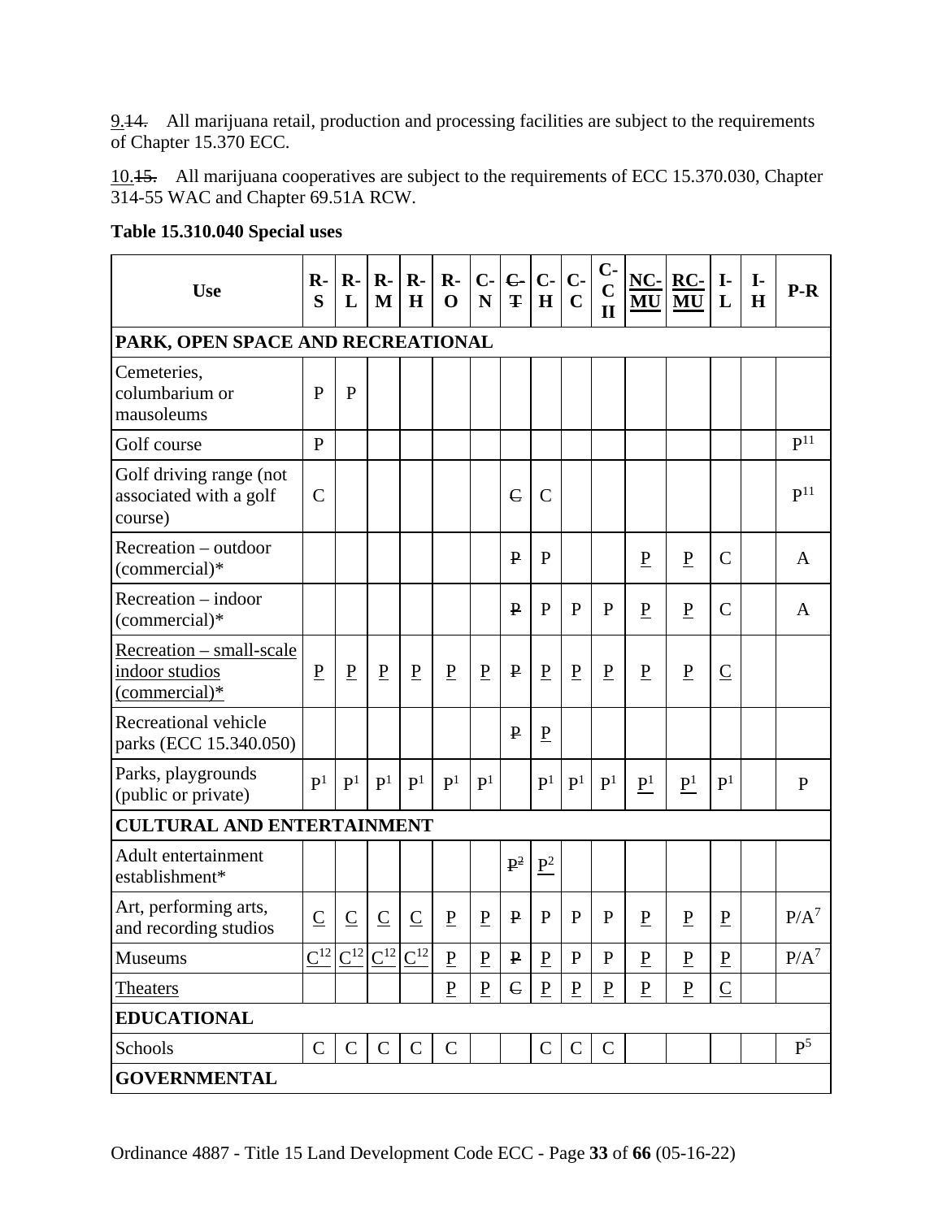9.~~14.~~ All marijuana retail, production and processing facilities are subject to the requirements of Chapter 15.370 ECC.

10.~~15.~~ All marijuana cooperatives are subject to the requirements of ECC 15.370.030, Chapter 314-55 WAC and Chapter 69.51A RCW.

**Table 15.310.040 Special uses**

| Use | R-S | R-L | R-M | R-H | R-O | C-N | ~~C-T~~ | C-H | C-C | C-C II | NC-MU | RC-MU | I-L | I-H | P-R |
|---|---|---|---|---|---|---|---|---|---|---|---|---|---|---|---|
| **PARK, OPEN SPACE AND RECREATIONAL** | | | | | | | | | | | | | | | |
| Cemeteries, columbarium or mausoleums | P | P | | | | | | | | | | | | | |
| Golf course | P | | | | | | | | | | | | | | P[11] |
| Golf driving range (not associated with a golf course) | C | | | | | | ~~C~~ | C | | | | | | | P[11] |
| Recreation – outdoor (commercial)* | | | | | | | ~~P~~ | P | | | P | P | C | | A |
| Recreation – indoor (commercial)* | | | | | | | ~~P~~ | P | P | P | P | P | C | | A |
| Recreation – small-scale indoor studios (commercial)* | P | P | P | P | P | P | ~~P~~ | P | P | P | P | P | C | | |
| Recreational vehicle parks (ECC 15.340.050) | | | | | | | ~~P~~ | P | | | | | | | |
| Parks, playgrounds (public or private) | P[1] | P[1] | P[1] | P[1] | P[1] | P[1] | | P[1] | P[1] | P[1] | P[1] | P[1] | P[1] | | P |
| **CULTURAL AND ENTERTAINMENT** | | | | | | | | | | | | | | | |
| Adult entertainment establishment* | | | | | | | ~~P[2]~~ | P[2] | | | | | | | |
| Art, performing arts, and recording studios | C | C | C | C | P | P | ~~P~~ | P | P | P | P | P | P | | P/A[7] |
| Museums | C[12] | C[12] | C[12] | C[12] | P | P | ~~P~~ | P | P | P | P | P | P | | P/A[7] |
| Theaters | | | | | P | P | ~~C~~ | P | P | P | P | P | C | | |
| **EDUCATIONAL** | | | | | | | | | | | | | | | |
| Schools | C | C | C | C | C | | | C | C | C | | | | | P[5] |
| **GOVERNMENTAL** | | | | | | | | | | | | | | | |

Ordinance 4887 - Title 15 Land Development Code ECC - Page **33** of **66** (05-16-22)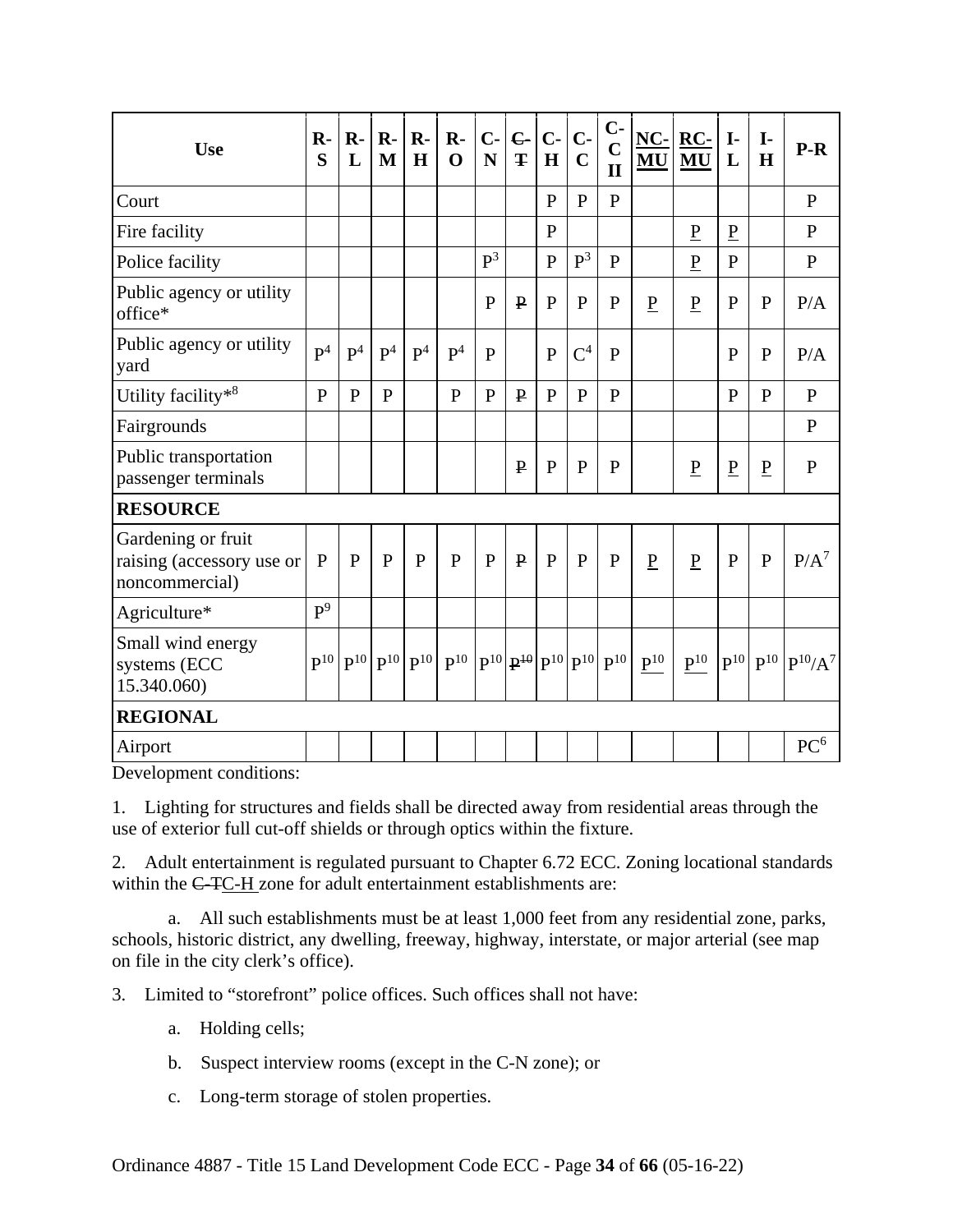| Use | R-S | R-L | R-M | R-H | R-O | C-N | ~~C-T~~ | C-H | C-C | C-C II | <u>NC-MU</u> | <u>RC-MU</u> | I-L | I-H | P-R |
|---|---|---|---|---|---|---|---|---|---|---|---|---|---|---|---|
| Court | | | | | | | | P | P | P | | | | | P |
| Fire facility | | | | | | | | P | | | | <u>P</u> | <u>P</u> | | P |
| Police facility | | | | | | P[3] | | P | P[3] | P | | <u>P</u> | P | | P |
| Public agency or utility office* | | | | | | P | ~~P~~ | P | P | P | <u>P</u> | <u>P</u> | P | P | P/A |
| Public agency or utility yard | P[4] | P[4] | P[4] | P[4] | P[4] | P | | P | C[4] | P | | | P | P | P/A |
| Utility facility*[8] | P | P | P | | P | P | ~~P~~ | P | P | P | | | P | P | P |
| Fairgrounds | | | | | | | | | | | | | | | P |
| Public transportation passenger terminals | | | | | | | ~~P~~ | P | P | P | | <u>P</u> | <u>P</u> | <u>P</u> | P |
| **RESOURCE** | | | | | | | | | | | | | | | |
| Gardening or fruit raising (accessory use or noncommercial) | P | P | P | P | P | P | ~~P~~ | P | P | P | <u>P</u> | <u>P</u> | P | P | P/A[7] |
| Agriculture* | P[9] | | | | | | | | | | | | | | |
| Small wind energy systems (ECC 15.340.060) | P[10] | P[10] | P[10] | P[10] | P[10] | P[10] | ~~P[10]~~ | P[10] | P[10] | P[10] | <u>P[10]</u> | <u>P[10]</u> | P[10] | P[10] | P[10]/A[7] |
| **REGIONAL** | | | | | | | | | | | | | | | |
| Airport | | | | | | | | | | | | | | | PC[6] |

Development conditions:

1. Lighting for structures and fields shall be directed away from residential areas through the use of exterior full cut-off shields or through optics within the fixture.

2. Adult entertainment is regulated pursuant to Chapter 6.72 ECC. Zoning locational standards within the ~~C-T~~<u>C-H</u> zone for adult entertainment establishments are:

   a. All such establishments must be at least 1,000 feet from any residential zone, parks, schools, historic district, any dwelling, freeway, highway, interstate, or major arterial (see map on file in the city clerk's office).

3. Limited to "storefront" police offices. Such offices shall not have:

   a. Holding cells;

   b. Suspect interview rooms (except in the C-N zone); or

   c. Long-term storage of stolen properties.